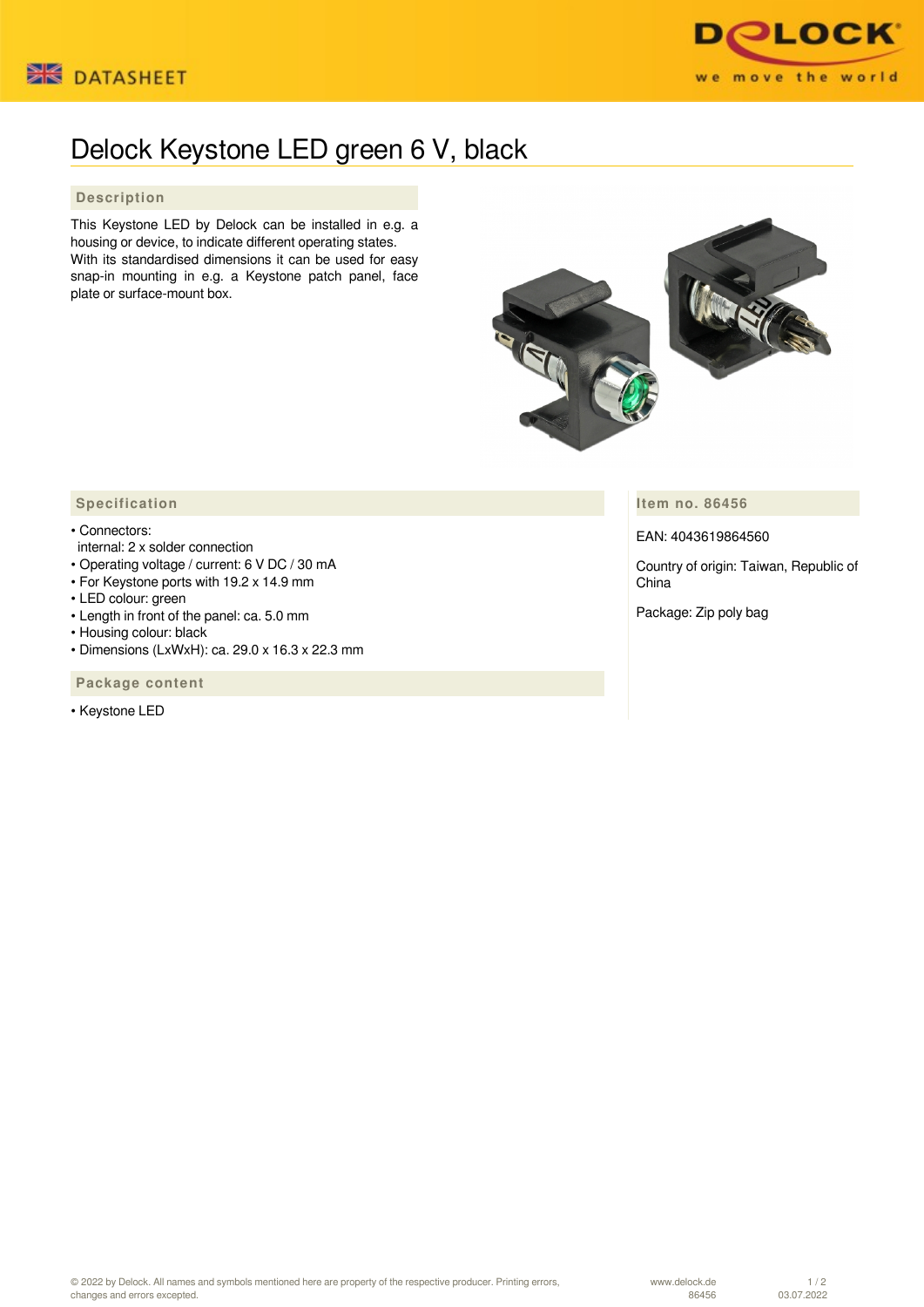DATASHEET

# Delock Keystone LED green 6 V, black

## Description

This Keystone LED by Delock can be installed in e.g. a housing or device, to indicate different operating states. With its standardised dimensions it can be used for easy snap-in mounting in e.g. a Keystone patch panel, face plate or surface-mount box.

## Specification

- Connectors:
  internal: 2 x solder connection
- Operating voltage / current: 6 V DC / 30 mA
- For Keystone ports with 19.2 x 14.9 mm
- LED colour: green
- Length in front of the panel: ca. 5.0 mm
- Housing colour: black
- Dimensions (LxWxH): ca. 29.0 x 16.3 x 22.3 mm

## Package content

- Keystone LED

## Item no. 86456

EAN: 4043619864560

Country of origin: Taiwan, Republic of China

Package: Zip poly bag

© 2022 by Delock. All names and symbols mentioned here are property of the respective producer. Printing errors, changes and errors excepted.

www.delock.de 86456 03.07.2022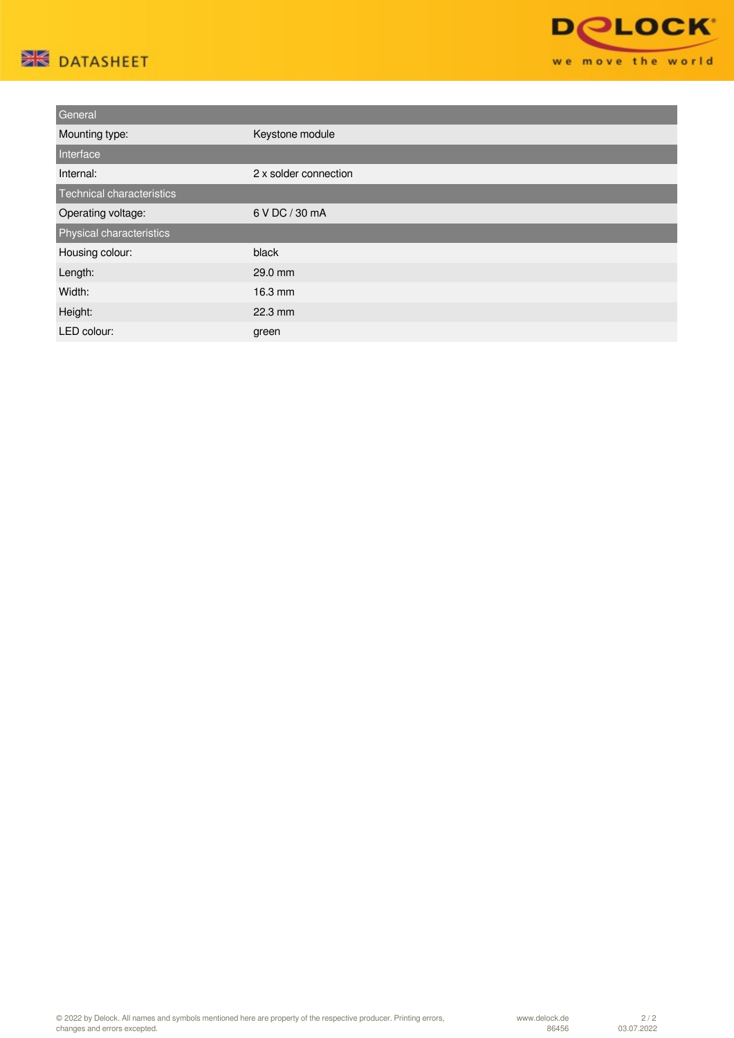| | |
|---|---|
| **General** | |
| Mounting type: | Keystone module |
| **Interface** | |
| Internal: | 2 x solder connection |
| **Technical characteristics** | |
| Operating voltage: | 6 V DC / 30 mA |
| **Physical characteristics** | |
| Housing colour: | black |
| Length: | 29.0 mm |
| Width: | 16.3 mm |
| Height: | 22.3 mm |
| LED colour: | green |

© 2022 by Delock. All names and symbols mentioned here are property of the respective producer. Printing errors, changes and errors excepted.

www.delock.de
86456
03.07.2022